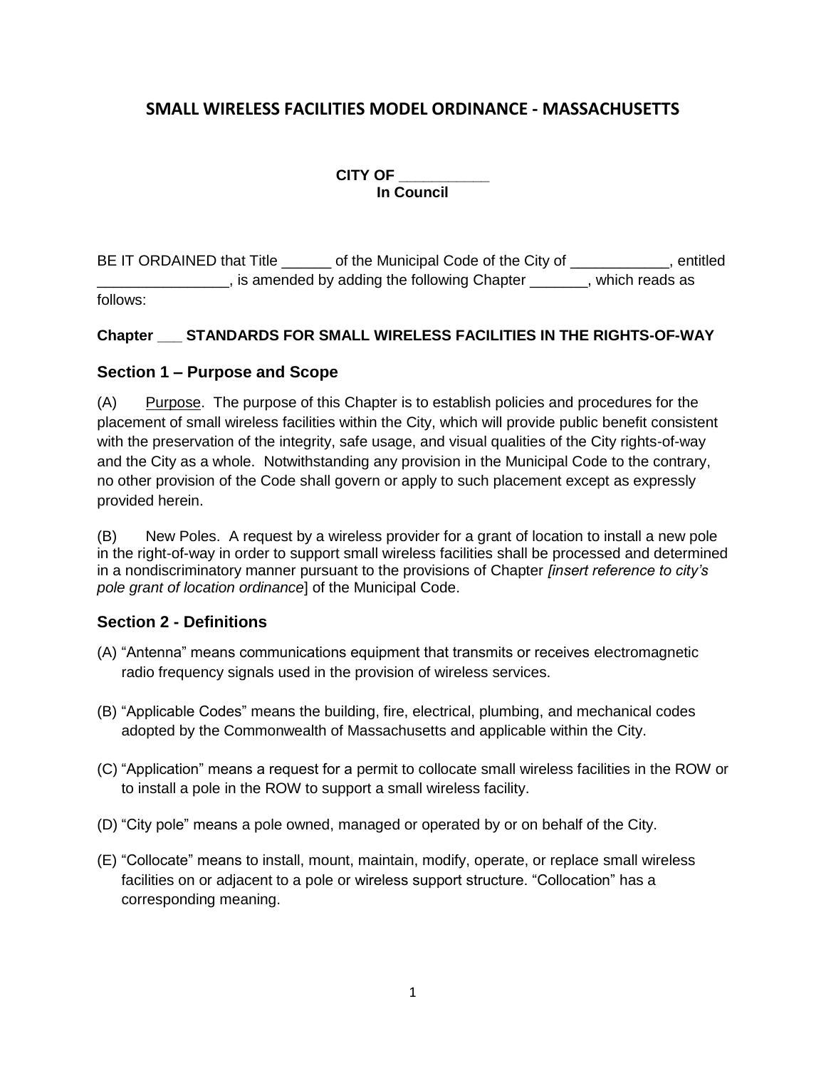# SMALL WIRELESS FACILITIES MODEL ORDINANCE - MASSACHUSETTS

**CITY OF \_\_\_\_\_\_\_\_\_\_\_**
**In Council**

BE IT ORDAINED that Title ______ of the Municipal Code of the City of ____________, entitled ________________, is amended by adding the following Chapter _______, which reads as follows:

**Chapter ___ STANDARDS FOR SMALL WIRELESS FACILITIES IN THE RIGHTS-OF-WAY**

## Section 1 – Purpose and Scope

(A) Purpose. The purpose of this Chapter is to establish policies and procedures for the placement of small wireless facilities within the City, which will provide public benefit consistent with the preservation of the integrity, safe usage, and visual qualities of the City rights-of-way and the City as a whole. Notwithstanding any provision in the Municipal Code to the contrary, no other provision of the Code shall govern or apply to such placement except as expressly provided herein.

(B) New Poles. A request by a wireless provider for a grant of location to install a new pole in the right-of-way in order to support small wireless facilities shall be processed and determined in a nondiscriminatory manner pursuant to the provisions of Chapter *[insert reference to city's pole grant of location ordinance*] of the Municipal Code.

## Section 2 - Definitions

(A) "Antenna" means communications equipment that transmits or receives electromagnetic radio frequency signals used in the provision of wireless services.

(B) "Applicable Codes" means the building, fire, electrical, plumbing, and mechanical codes adopted by the Commonwealth of Massachusetts and applicable within the City.

(C) "Application" means a request for a permit to collocate small wireless facilities in the ROW or to install a pole in the ROW to support a small wireless facility.

(D) "City pole" means a pole owned, managed or operated by or on behalf of the City.

(E) "Collocate" means to install, mount, maintain, modify, operate, or replace small wireless facilities on or adjacent to a pole or wireless support structure. "Collocation" has a corresponding meaning.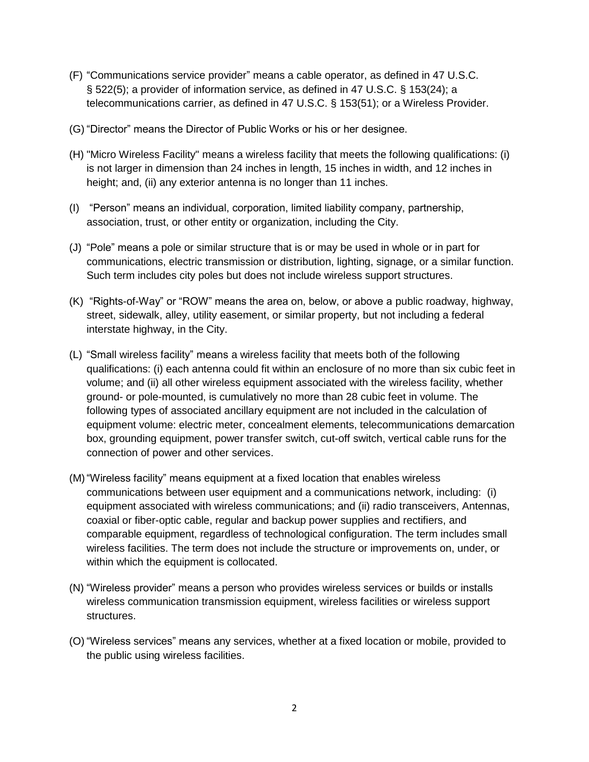(F) “Communications service provider” means a cable operator, as defined in 47 U.S.C. § 522(5); a provider of information service, as defined in 47 U.S.C. § 153(24); a telecommunications carrier, as defined in 47 U.S.C. § 153(51); or a Wireless Provider.

(G) “Director” means the Director of Public Works or his or her designee.

(H) "Micro Wireless Facility" means a wireless facility that meets the following qualifications: (i) is not larger in dimension than 24 inches in length, 15 inches in width, and 12 inches in height; and, (ii) any exterior antenna is no longer than 11 inches.

(I) “Person” means an individual, corporation, limited liability company, partnership, association, trust, or other entity or organization, including the City.

(J) “Pole” means a pole or similar structure that is or may be used in whole or in part for communications, electric transmission or distribution, lighting, signage, or a similar function. Such term includes city poles but does not include wireless support structures.

(K) “Rights-of-Way” or “ROW” means the area on, below, or above a public roadway, highway, street, sidewalk, alley, utility easement, or similar property, but not including a federal interstate highway, in the City.

(L) “Small wireless facility” means a wireless facility that meets both of the following qualifications: (i) each antenna could fit within an enclosure of no more than six cubic feet in volume; and (ii) all other wireless equipment associated with the wireless facility, whether ground- or pole-mounted, is cumulatively no more than 28 cubic feet in volume. The following types of associated ancillary equipment are not included in the calculation of equipment volume: electric meter, concealment elements, telecommunications demarcation box, grounding equipment, power transfer switch, cut-off switch, vertical cable runs for the connection of power and other services.

(M) “Wireless facility” means equipment at a fixed location that enables wireless communications between user equipment and a communications network, including: (i) equipment associated with wireless communications; and (ii) radio transceivers, Antennas, coaxial or fiber-optic cable, regular and backup power supplies and rectifiers, and comparable equipment, regardless of technological configuration. The term includes small wireless facilities. The term does not include the structure or improvements on, under, or within which the equipment is collocated.

(N) “Wireless provider” means a person who provides wireless services or builds or installs wireless communication transmission equipment, wireless facilities or wireless support structures.

(O) “Wireless services” means any services, whether at a fixed location or mobile, provided to the public using wireless facilities.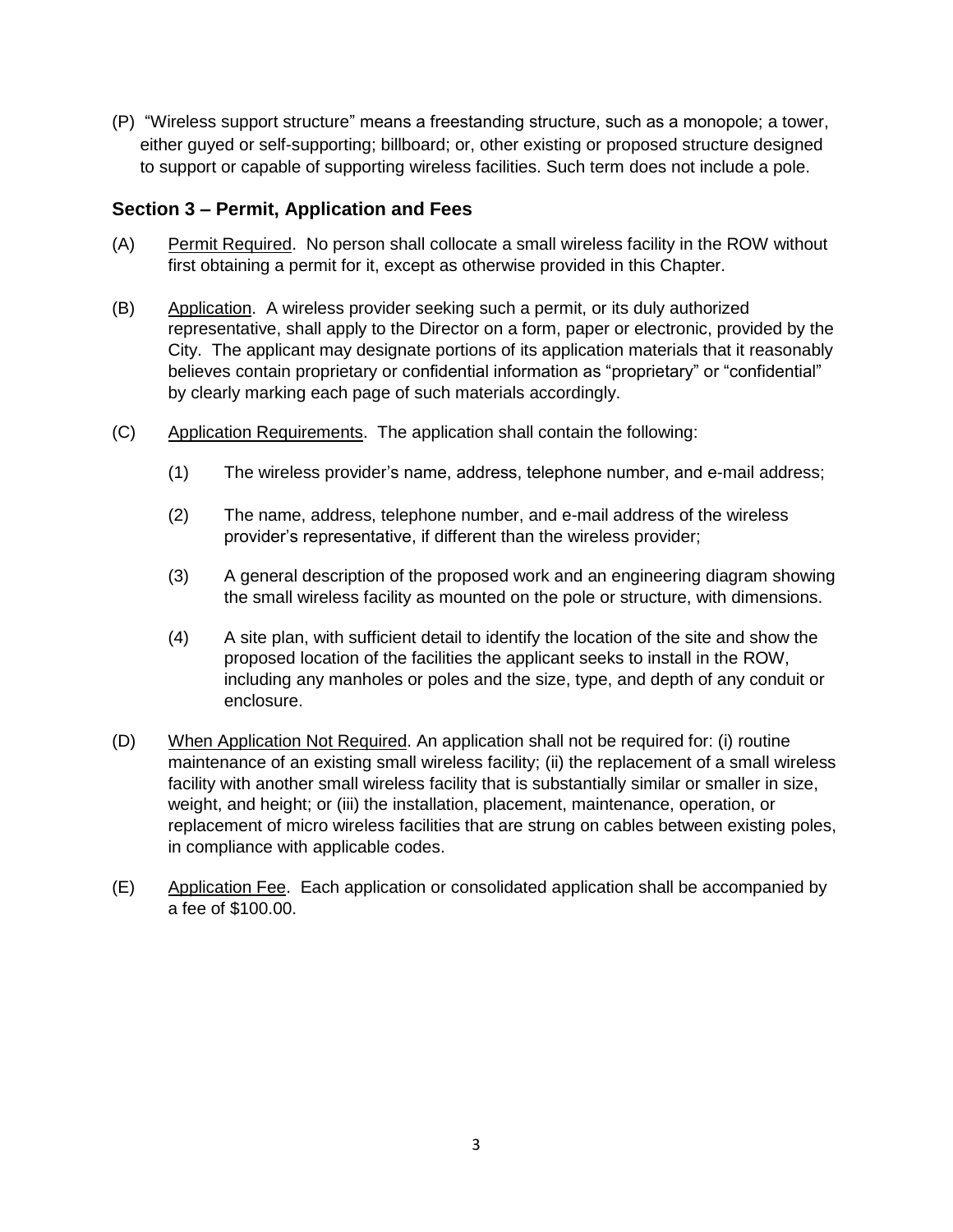(P) "Wireless support structure" means a freestanding structure, such as a monopole; a tower, either guyed or self-supporting; billboard; or, other existing or proposed structure designed to support or capable of supporting wireless facilities. Such term does not include a pole.

### Section 3 – Permit, Application and Fees

(A) Permit Required. No person shall collocate a small wireless facility in the ROW without first obtaining a permit for it, except as otherwise provided in this Chapter.

(B) Application. A wireless provider seeking such a permit, or its duly authorized representative, shall apply to the Director on a form, paper or electronic, provided by the City. The applicant may designate portions of its application materials that it reasonably believes contain proprietary or confidential information as "proprietary" or "confidential" by clearly marking each page of such materials accordingly.

(C) Application Requirements. The application shall contain the following:

(1) The wireless provider's name, address, telephone number, and e-mail address;

(2) The name, address, telephone number, and e-mail address of the wireless provider's representative, if different than the wireless provider;

(3) A general description of the proposed work and an engineering diagram showing the small wireless facility as mounted on the pole or structure, with dimensions.

(4) A site plan, with sufficient detail to identify the location of the site and show the proposed location of the facilities the applicant seeks to install in the ROW, including any manholes or poles and the size, type, and depth of any conduit or enclosure.

(D) When Application Not Required. An application shall not be required for: (i) routine maintenance of an existing small wireless facility; (ii) the replacement of a small wireless facility with another small wireless facility that is substantially similar or smaller in size, weight, and height; or (iii) the installation, placement, maintenance, operation, or replacement of micro wireless facilities that are strung on cables between existing poles, in compliance with applicable codes.

(E) Application Fee. Each application or consolidated application shall be accompanied by a fee of $100.00.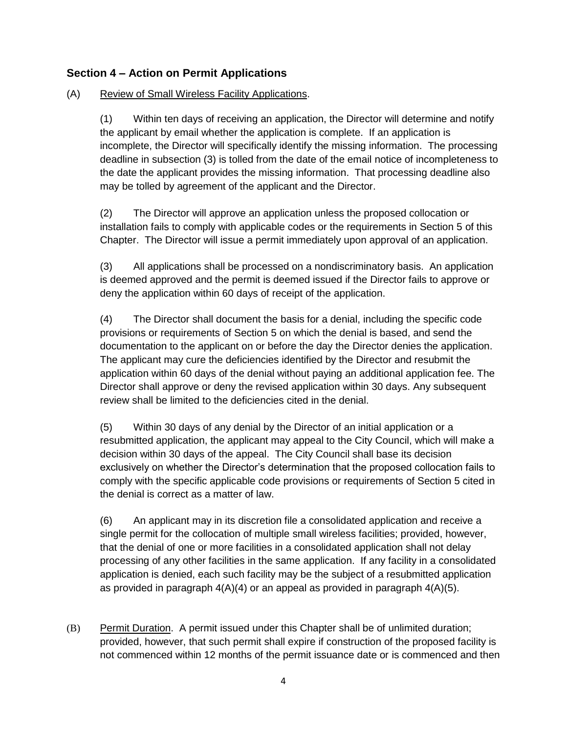## Section 4 – Action on Permit Applications

(A) Review of Small Wireless Facility Applications.

(1) Within ten days of receiving an application, the Director will determine and notify the applicant by email whether the application is complete. If an application is incomplete, the Director will specifically identify the missing information. The processing deadline in subsection (3) is tolled from the date of the email notice of incompleteness to the date the applicant provides the missing information. That processing deadline also may be tolled by agreement of the applicant and the Director.

(2) The Director will approve an application unless the proposed collocation or installation fails to comply with applicable codes or the requirements in Section 5 of this Chapter. The Director will issue a permit immediately upon approval of an application.

(3) All applications shall be processed on a nondiscriminatory basis. An application is deemed approved and the permit is deemed issued if the Director fails to approve or deny the application within 60 days of receipt of the application.

(4) The Director shall document the basis for a denial, including the specific code provisions or requirements of Section 5 on which the denial is based, and send the documentation to the applicant on or before the day the Director denies the application. The applicant may cure the deficiencies identified by the Director and resubmit the application within 60 days of the denial without paying an additional application fee. The Director shall approve or deny the revised application within 30 days. Any subsequent review shall be limited to the deficiencies cited in the denial.

(5) Within 30 days of any denial by the Director of an initial application or a resubmitted application, the applicant may appeal to the City Council, which will make a decision within 30 days of the appeal. The City Council shall base its decision exclusively on whether the Director's determination that the proposed collocation fails to comply with the specific applicable code provisions or requirements of Section 5 cited in the denial is correct as a matter of law.

(6) An applicant may in its discretion file a consolidated application and receive a single permit for the collocation of multiple small wireless facilities; provided, however, that the denial of one or more facilities in a consolidated application shall not delay processing of any other facilities in the same application. If any facility in a consolidated application is denied, each such facility may be the subject of a resubmitted application as provided in paragraph 4(A)(4) or an appeal as provided in paragraph 4(A)(5).

(B) Permit Duration. A permit issued under this Chapter shall be of unlimited duration; provided, however, that such permit shall expire if construction of the proposed facility is not commenced within 12 months of the permit issuance date or is commenced and then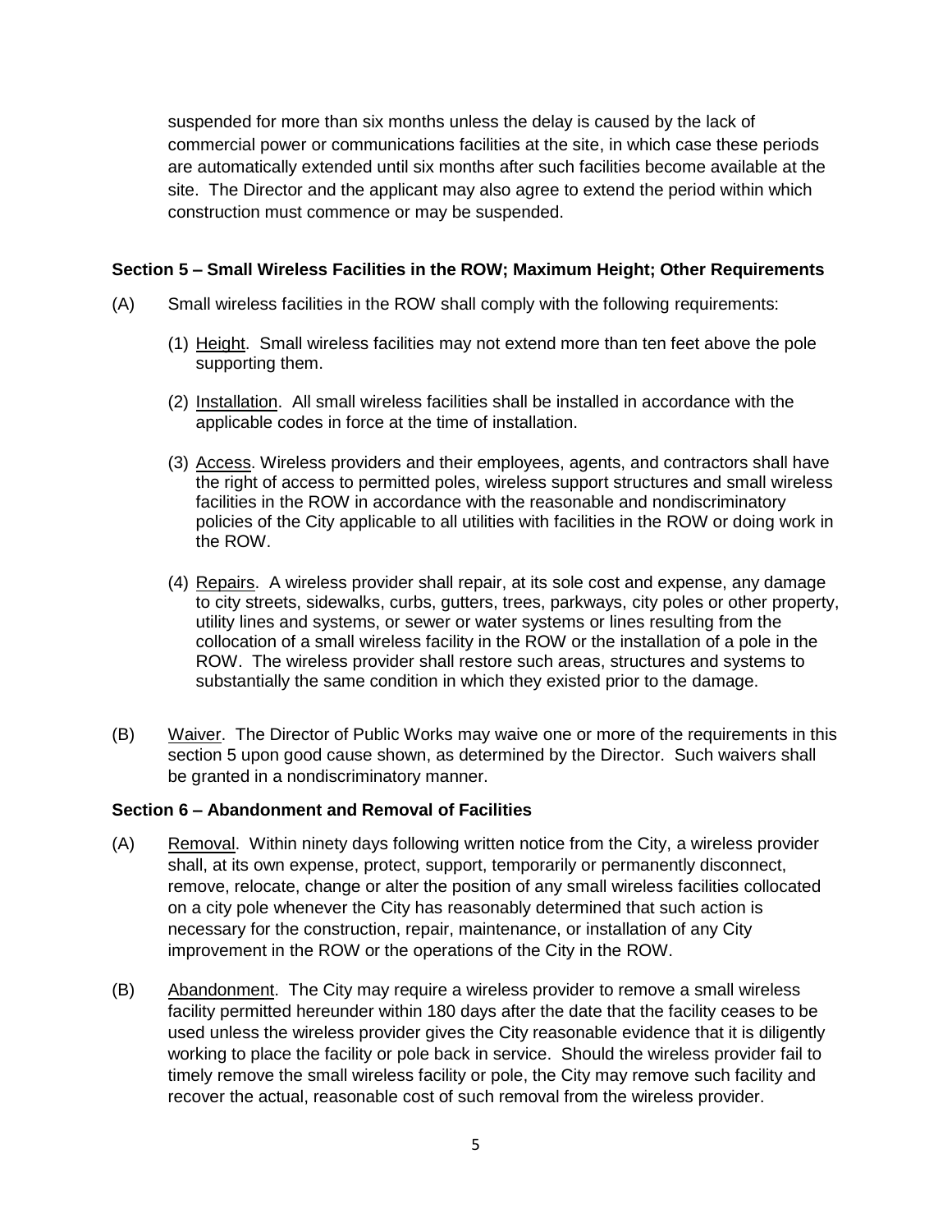suspended for more than six months unless the delay is caused by the lack of commercial power or communications facilities at the site, in which case these periods are automatically extended until six months after such facilities become available at the site. The Director and the applicant may also agree to extend the period within which construction must commence or may be suspended.

**Section 5 – Small Wireless Facilities in the ROW; Maximum Height; Other Requirements**

(A) Small wireless facilities in the ROW shall comply with the following requirements:

(1) Height. Small wireless facilities may not extend more than ten feet above the pole supporting them.

(2) Installation. All small wireless facilities shall be installed in accordance with the applicable codes in force at the time of installation.

(3) Access. Wireless providers and their employees, agents, and contractors shall have the right of access to permitted poles, wireless support structures and small wireless facilities in the ROW in accordance with the reasonable and nondiscriminatory policies of the City applicable to all utilities with facilities in the ROW or doing work in the ROW.

(4) Repairs. A wireless provider shall repair, at its sole cost and expense, any damage to city streets, sidewalks, curbs, gutters, trees, parkways, city poles or other property, utility lines and systems, or sewer or water systems or lines resulting from the collocation of a small wireless facility in the ROW or the installation of a pole in the ROW. The wireless provider shall restore such areas, structures and systems to substantially the same condition in which they existed prior to the damage.

(B) Waiver. The Director of Public Works may waive one or more of the requirements in this section 5 upon good cause shown, as determined by the Director. Such waivers shall be granted in a nondiscriminatory manner.

**Section 6 – Abandonment and Removal of Facilities**

(A) Removal. Within ninety days following written notice from the City, a wireless provider shall, at its own expense, protect, support, temporarily or permanently disconnect, remove, relocate, change or alter the position of any small wireless facilities collocated on a city pole whenever the City has reasonably determined that such action is necessary for the construction, repair, maintenance, or installation of any City improvement in the ROW or the operations of the City in the ROW.

(B) Abandonment. The City may require a wireless provider to remove a small wireless facility permitted hereunder within 180 days after the date that the facility ceases to be used unless the wireless provider gives the City reasonable evidence that it is diligently working to place the facility or pole back in service. Should the wireless provider fail to timely remove the small wireless facility or pole, the City may remove such facility and recover the actual, reasonable cost of such removal from the wireless provider.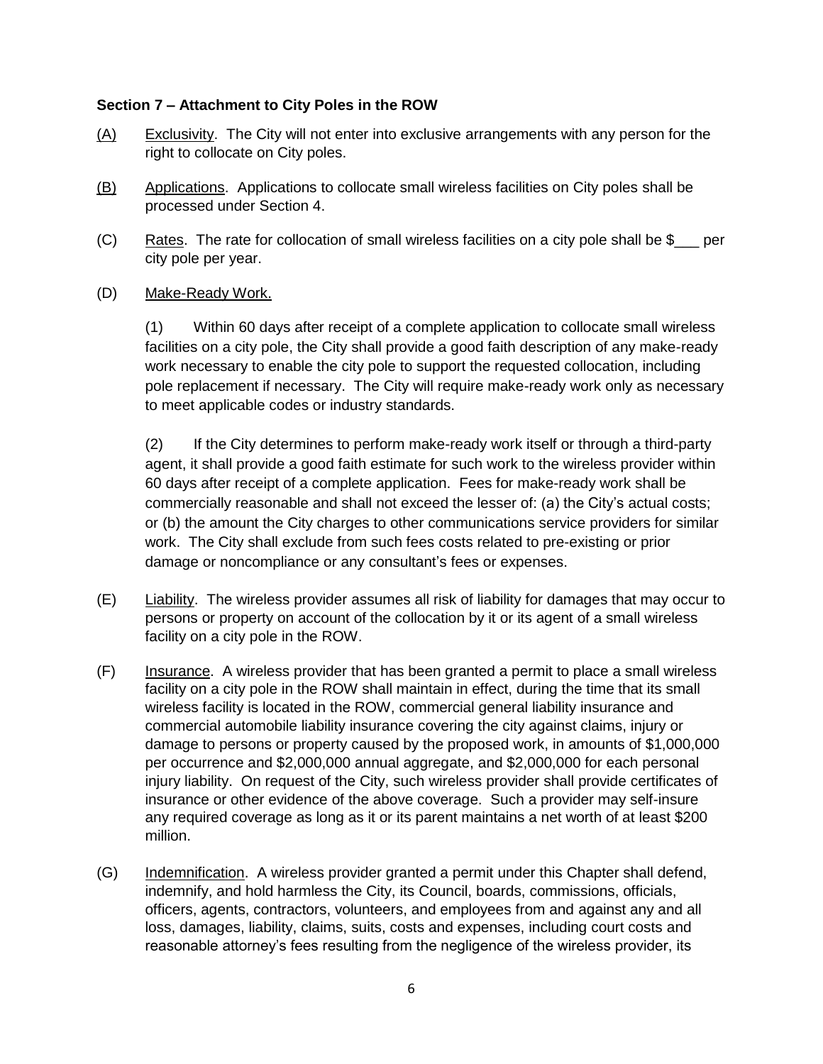**Section 7 – Attachment to City Poles in the ROW**

(A) Exclusivity. The City will not enter into exclusive arrangements with any person for the right to collocate on City poles.

(B) Applications. Applications to collocate small wireless facilities on City poles shall be processed under Section 4.

(C) Rates. The rate for collocation of small wireless facilities on a city pole shall be $___ per city pole per year.

(D) Make-Ready Work.

(1) Within 60 days after receipt of a complete application to collocate small wireless facilities on a city pole, the City shall provide a good faith description of any make-ready work necessary to enable the city pole to support the requested collocation, including pole replacement if necessary. The City will require make-ready work only as necessary to meet applicable codes or industry standards.

(2) If the City determines to perform make-ready work itself or through a third-party agent, it shall provide a good faith estimate for such work to the wireless provider within 60 days after receipt of a complete application. Fees for make-ready work shall be commercially reasonable and shall not exceed the lesser of: (a) the City's actual costs; or (b) the amount the City charges to other communications service providers for similar work. The City shall exclude from such fees costs related to pre-existing or prior damage or noncompliance or any consultant's fees or expenses.

(E) Liability. The wireless provider assumes all risk of liability for damages that may occur to persons or property on account of the collocation by it or its agent of a small wireless facility on a city pole in the ROW.

(F) Insurance. A wireless provider that has been granted a permit to place a small wireless facility on a city pole in the ROW shall maintain in effect, during the time that its small wireless facility is located in the ROW, commercial general liability insurance and commercial automobile liability insurance covering the city against claims, injury or damage to persons or property caused by the proposed work, in amounts of $1,000,000 per occurrence and $2,000,000 annual aggregate, and $2,000,000 for each personal injury liability. On request of the City, such wireless provider shall provide certificates of insurance or other evidence of the above coverage. Such a provider may self-insure any required coverage as long as it or its parent maintains a net worth of at least $200 million.

(G) Indemnification. A wireless provider granted a permit under this Chapter shall defend, indemnify, and hold harmless the City, its Council, boards, commissions, officials, officers, agents, contractors, volunteers, and employees from and against any and all loss, damages, liability, claims, suits, costs and expenses, including court costs and reasonable attorney's fees resulting from the negligence of the wireless provider, its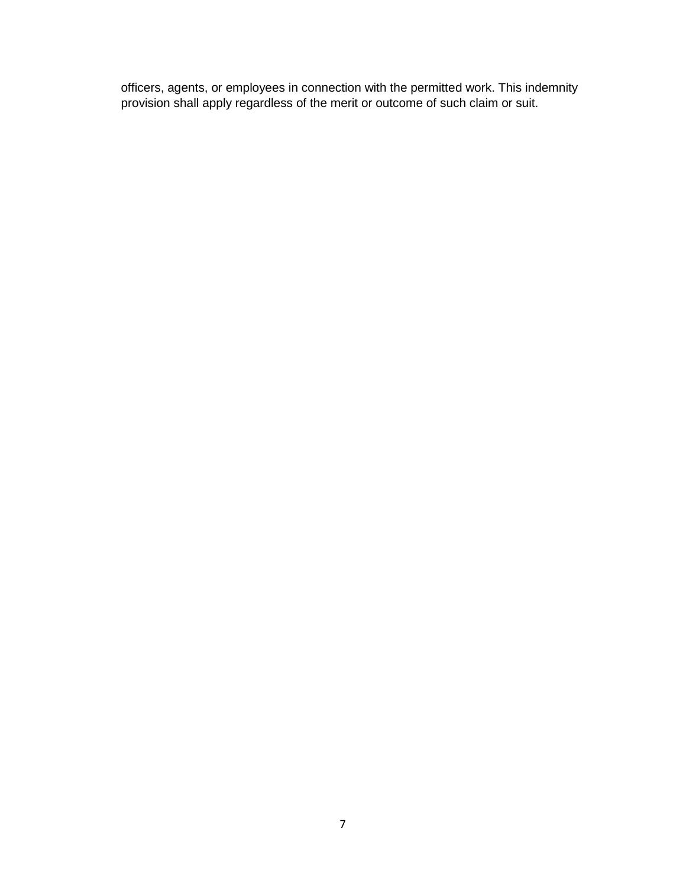officers, agents, or employees in connection with the permitted work. This indemnity provision shall apply regardless of the merit or outcome of such claim or suit.